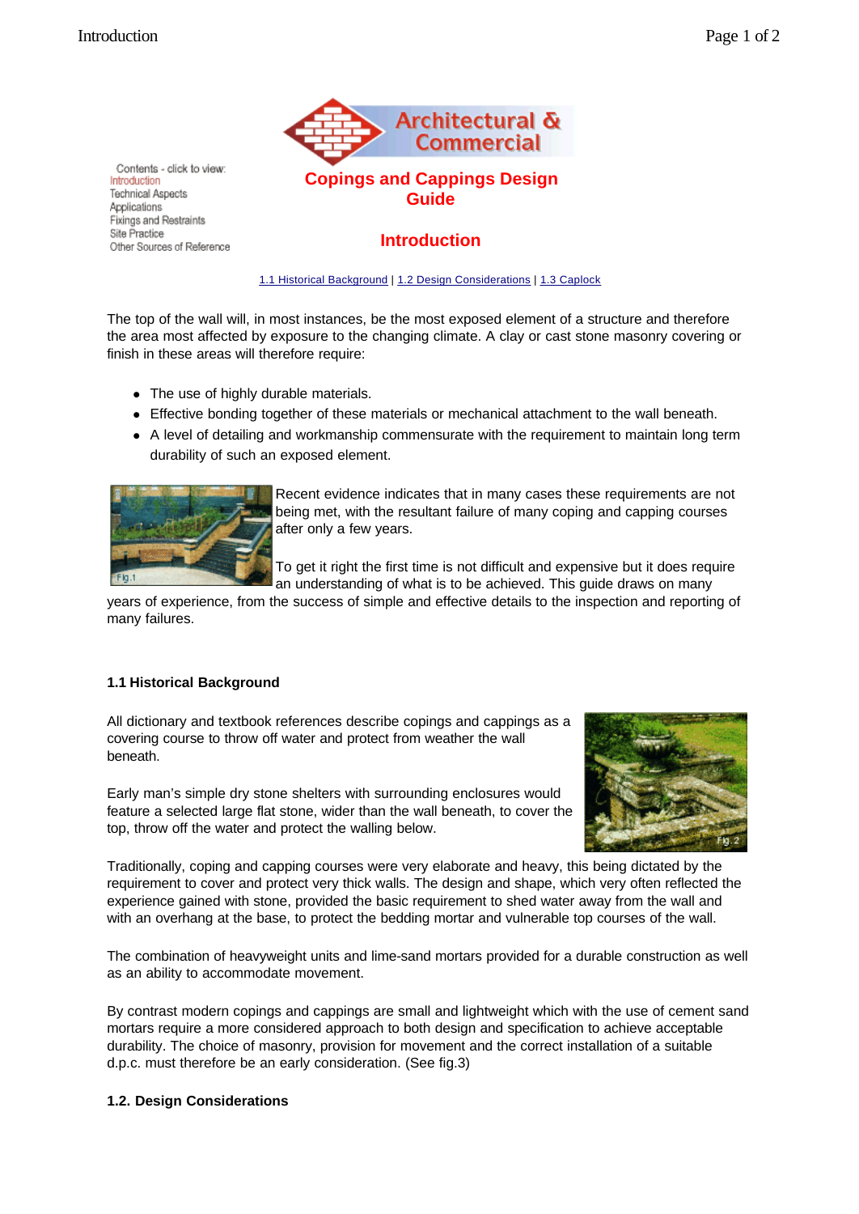Contents - click to view:
Introduction
Technical Aspects
Applications
Fixings and Restraints
Site Practice
Other Sources of Reference

Architectural & Commercial

# Copings and Cappings Design Guide

## Introduction

1.1 Historical Background | 1.2 Design Considerations | 1.3 Caplock

The top of the wall will, in most instances, be the most exposed element of a structure and therefore the area most affected by exposure to the changing climate. A clay or cast stone masonry covering or finish in these areas will therefore require:

- The use of highly durable materials.
- Effective bonding together of these materials or mechanical attachment to the wall beneath.
- A level of detailing and workmanship commensurate with the requirement to maintain long term durability of such an exposed element.

Fig.1

Recent evidence indicates that in many cases these requirements are not being met, with the resultant failure of many coping and capping courses after only a few years.

To get it right the first time is not difficult and expensive but it does require an understanding of what is to be achieved. This guide draws on many years of experience, from the success of simple and effective details to the inspection and reporting of many failures.

### 1.1 Historical Background

All dictionary and textbook references describe copings and cappings as a covering course to throw off water and protect from weather the wall beneath.

Early man's simple dry stone shelters with surrounding enclosures would feature a selected large flat stone, wider than the wall beneath, to cover the top, throw off the water and protect the walling below.

Fig.2

Traditionally, coping and capping courses were very elaborate and heavy, this being dictated by the requirement to cover and protect very thick walls. The design and shape, which very often reflected the experience gained with stone, provided the basic requirement to shed water away from the wall and with an overhang at the base, to protect the bedding mortar and vulnerable top courses of the wall.

The combination of heavyweight units and lime-sand mortars provided for a durable construction as well as an ability to accommodate movement.

By contrast modern copings and cappings are small and lightweight which with the use of cement sand mortars require a more considered approach to both design and specification to achieve acceptable durability. The choice of masonry, provision for movement and the correct installation of a suitable d.p.c. must therefore be an early consideration. (See fig.3)

### 1.2. Design Considerations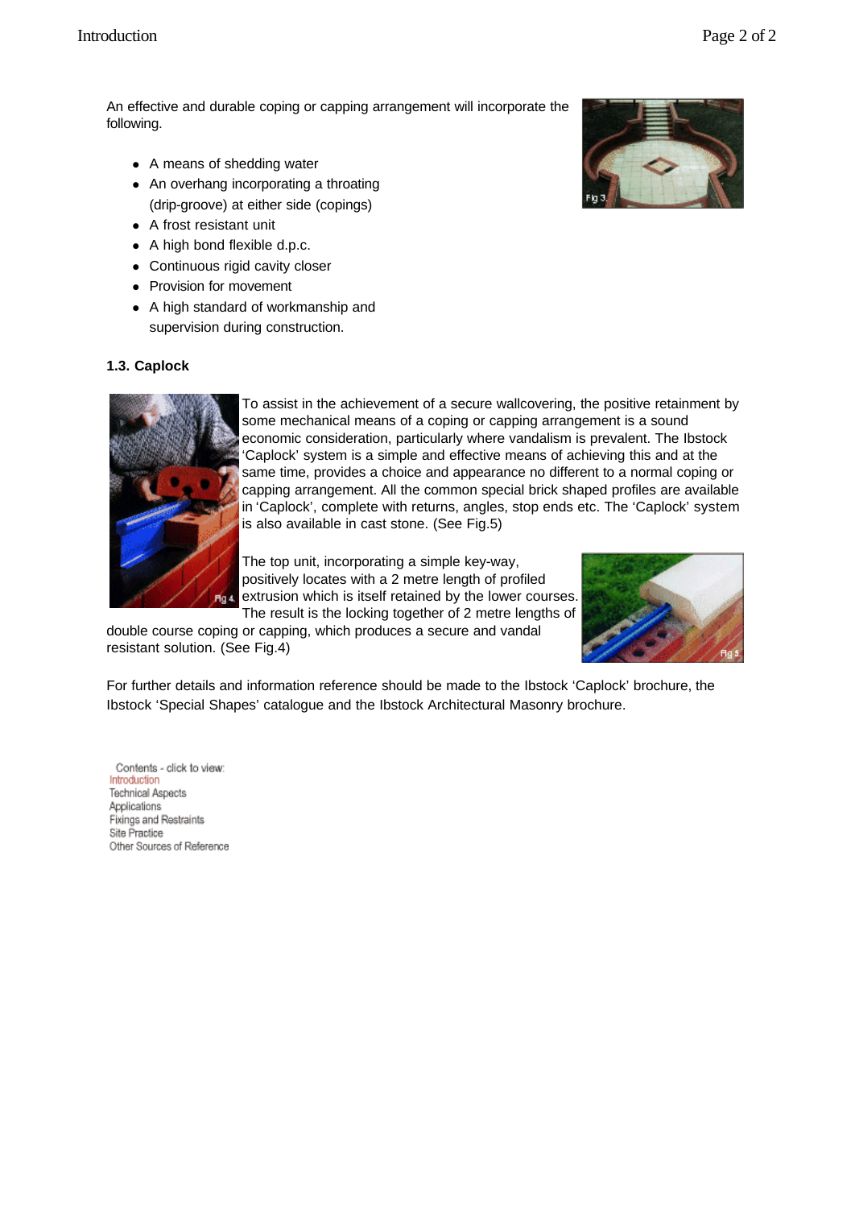An effective and durable coping or capping arrangement will incorporate the following.

- A means of shedding water
- An overhang incorporating a throating (drip-groove) at either side (copings)
- A frost resistant unit
- A high bond flexible d.p.c.
- Continuous rigid cavity closer
- Provision for movement
- A high standard of workmanship and supervision during construction.

Fig 3.

### 1.3. Caplock

To assist in the achievement of a secure wallcovering, the positive retainment by some mechanical means of a coping or capping arrangement is a sound economic consideration, particularly where vandalism is prevalent. The Ibstock 'Caplock' system is a simple and effective means of achieving this and at the same time, provides a choice and appearance no different to a normal coping or capping arrangement. All the common special brick shaped profiles are available in 'Caplock', complete with returns, angles, stop ends etc. The 'Caplock' system is also available in cast stone. (See Fig.5)

Fig 4.

The top unit, incorporating a simple key-way, positively locates with a 2 metre length of profiled extrusion which is itself retained by the lower courses. The result is the locking together of 2 metre lengths of double course coping or capping, which produces a secure and vandal resistant solution. (See Fig.4)

Fig 5.

For further details and information reference should be made to the Ibstock 'Caplock' brochure, the Ibstock 'Special Shapes' catalogue and the Ibstock Architectural Masonry brochure.

Contents - click to view:
Introduction
Technical Aspects
Applications
Fixings and Restraints
Site Practice
Other Sources of Reference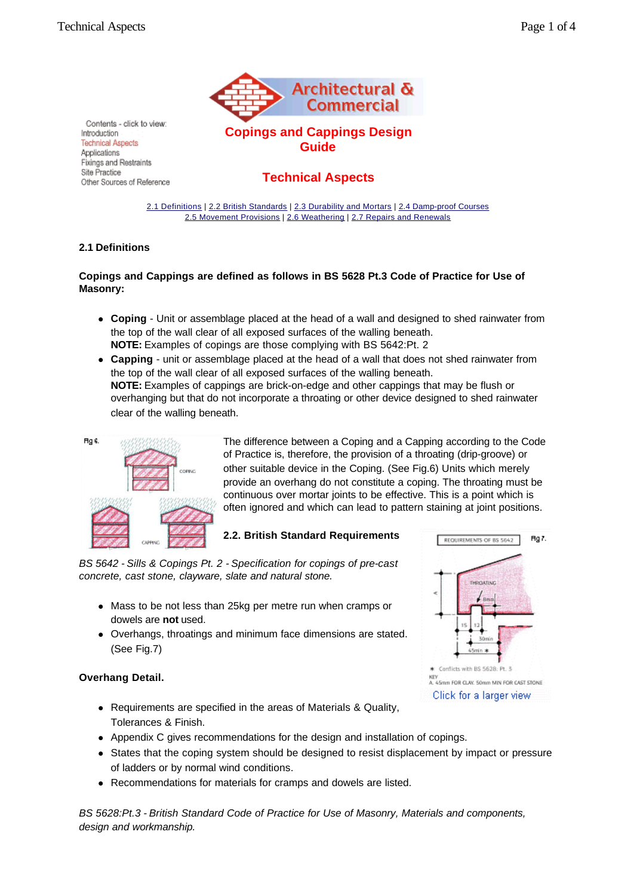Contents - click to view:
Introduction
Technical Aspects
Applications
Fixings and Restraints
Site Practice
Other Sources of Reference

# Copings and Cappings Design Guide

## Technical Aspects

2.1 Definitions | 2.2 British Standards | 2.3 Durability and Mortars | 2.4 Damp-proof Courses
2.5 Movement Provisions | 2.6 Weathering | 2.7 Repairs and Renewals

### 2.1 Definitions

**Copings and Cappings are defined as follows in BS 5628 Pt.3 Code of Practice for Use of Masonry:**

- **Coping** - Unit or assemblage placed at the head of a wall and designed to shed rainwater from the top of the wall clear of all exposed surfaces of the walling beneath.
  **NOTE:** Examples of copings are those complying with BS 5642:Pt. 2
- **Capping** - unit or assemblage placed at the head of a wall that does not shed rainwater from the top of the wall clear of all exposed surfaces of the walling beneath.
  **NOTE:** Examples of cappings are brick-on-edge and other cappings that may be flush or overhanging but that do not incorporate a throating or other device designed to shed rainwater clear of the walling beneath.

The difference between a Coping and a Capping according to the Code of Practice is, therefore, the provision of a throating (drip-groove) or other suitable device in the Coping. (See Fig.6) Units which merely provide an overhang do not constitute a coping. The throating must be continuous over mortar joints to be effective. This is a point which is often ignored and which can lead to pattern staining at joint positions.

### 2.2. British Standard Requirements

*BS 5642 - Sills & Copings Pt. 2 - Specification for copings of pre-cast concrete, cast stone, clayware, slate and natural stone.*

- Mass to be not less than 25kg per metre run when cramps or dowels are **not** used.
- Overhangs, throatings and minimum face dimensions are stated. (See Fig.7)

Click for a larger view

**Overhang Detail.**

- Requirements are specified in the areas of Materials & Quality, Tolerances & Finish.
- Appendix C gives recommendations for the design and installation of copings.
- States that the coping system should be designed to resist displacement by impact or pressure of ladders or by normal wind conditions.
- Recommendations for materials for cramps and dowels are listed.

*BS 5628:Pt.3 - British Standard Code of Practice for Use of Masonry, Materials and components, design and workmanship.*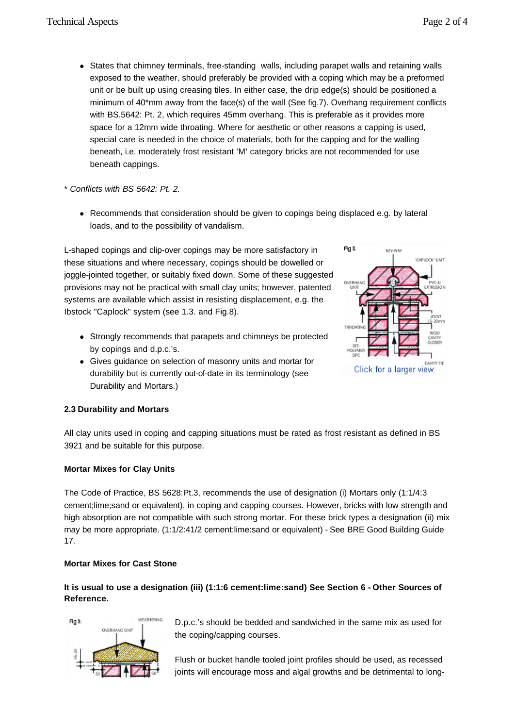- States that chimney terminals, free-standing walls, including parapet walls and retaining walls exposed to the weather, should preferably be provided with a coping which may be a preformed unit or be built up using creasing tiles. In either case, the drip edge(s) should be positioned a minimum of 40*mm away from the face(s) of the wall (See fig.7). Overhang requirement conflicts with BS.5642: Pt. 2, which requires 45mm overhang. This is preferable as it provides more space for a 12mm wide throating. Where for aesthetic or other reasons a capping is used, special care is needed in the choice of materials, both for the capping and for the walling beneath, i.e. moderately frost resistant 'M' category bricks are not recommended for use beneath cappings.

*\* Conflicts with BS 5642: Pt. 2.*

- Recommends that consideration should be given to copings being displaced e.g. by lateral loads, and to the possibility of vandalism.

L-shaped copings and clip-over copings may be more satisfactory in these situations and where necessary, copings should be dowelled or joggle-jointed together, or suitably fixed down. Some of these suggested provisions may not be practical with small clay units; however, patented systems are available which assist in resisting displacement, e.g. the Ibstock "Caplock" system (see 1.3. and Fig.8).

Fig 8. KEY-WAY, 'CAPLOCK' UNIT, OVERHANG UNIT, PVC-U EXTRUSION, JOINT 15-20mm, THROATING, RIGID CAVITY CLOSER, BIT-POLYMER DPC, CAVITY TIE

Click for a larger view

- Strongly recommends that parapets and chimneys be protected by copings and d.p.c.'s.
- Gives guidance on selection of masonry units and mortar for durability but is currently out-of-date in its terminology (see Durability and Mortars.)

**2.3 Durability and Mortars**

All clay units used in coping and capping situations must be rated as frost resistant as defined in BS 3921 and be suitable for this purpose.

**Mortar Mixes for Clay Units**

The Code of Practice, BS 5628:Pt.3, recommends the use of designation (i) Mortars only (1:1/4:3 cement;lime;sand or equivalent), in coping and capping courses. However, bricks with low strength and high absorption are not compatible with such strong mortar. For these brick types a designation (ii) mix may be more appropriate. (1:1/2:41/2 cement:lime:sand or equivalent) - See BRE Good Building Guide 17.

**Mortar Mixes for Cast Stone**

**It is usual to use a designation (iii) (1:1:6 cement:lime:sand) See Section 6 - Other Sources of Reference.**

Fig 9. OVERHANG UNIT, WEATHERING, 16-20, 50, 50

D.p.c.'s should be bedded and sandwiched in the same mix as used for the coping/capping courses.

Flush or bucket handle tooled joint profiles should be used, as recessed joints will encourage moss and algal growths and be detrimental to long-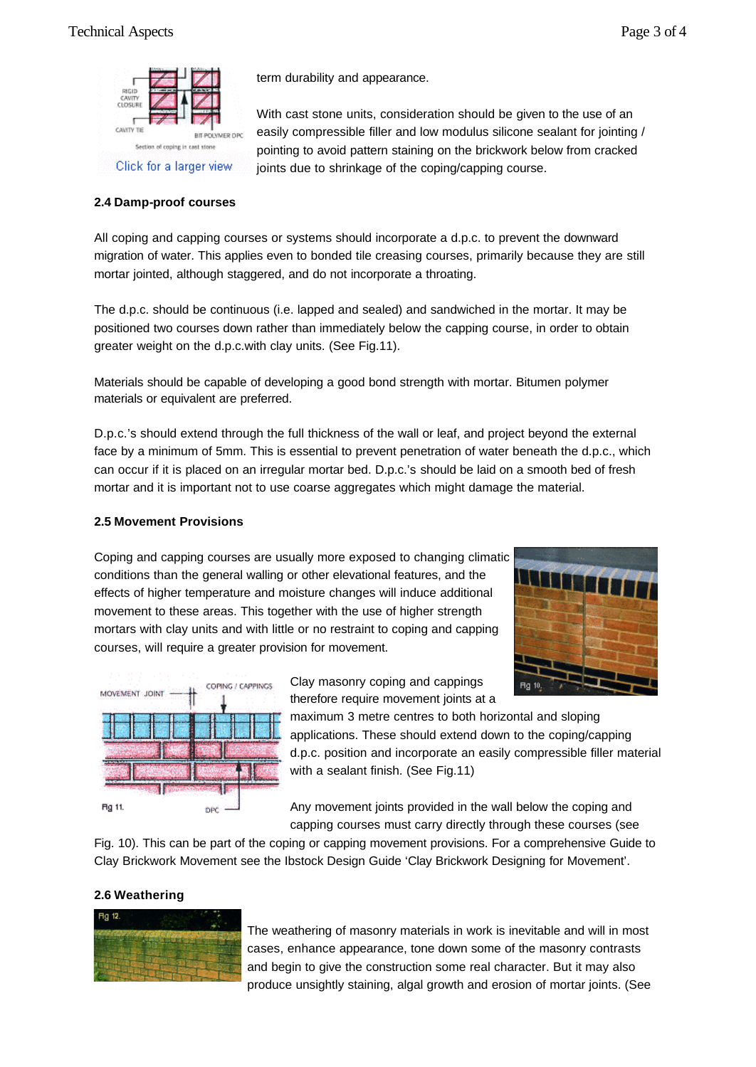term durability and appearance.

With cast stone units, consideration should be given to the use of an easily compressible filler and low modulus silicone sealant for jointing / pointing to avoid pattern staining on the brickwork below from cracked joints due to shrinkage of the coping/capping course.

### 2.4 Damp-proof courses

All coping and capping courses or systems should incorporate a d.p.c. to prevent the downward migration of water. This applies even to bonded tile creasing courses, primarily because they are still mortar jointed, although staggered, and do not incorporate a throating.

The d.p.c. should be continuous (i.e. lapped and sealed) and sandwiched in the mortar. It may be positioned two courses down rather than immediately below the capping course, in order to obtain greater weight on the d.p.c.with clay units. (See Fig.11).

Materials should be capable of developing a good bond strength with mortar. Bitumen polymer materials or equivalent are preferred.

D.p.c.'s should extend through the full thickness of the wall or leaf, and project beyond the external face by a minimum of 5mm. This is essential to prevent penetration of water beneath the d.p.c., which can occur if it is placed on an irregular mortar bed. D.p.c.'s should be laid on a smooth bed of fresh mortar and it is important not to use coarse aggregates which might damage the material.

### 2.5 Movement Provisions

Coping and capping courses are usually more exposed to changing climatic conditions than the general walling or other elevational features, and the effects of higher temperature and moisture changes will induce additional movement to these areas. This together with the use of higher strength mortars with clay units and with little or no restraint to coping and capping courses, will require a greater provision for movement.

Clay masonry coping and cappings therefore require movement joints at a maximum 3 metre centres to both horizontal and sloping applications. These should extend down to the coping/capping d.p.c. position and incorporate an easily compressible filler material with a sealant finish. (See Fig.11)

Any movement joints provided in the wall below the coping and capping courses must carry directly through these courses (see Fig. 10). This can be part of the coping or capping movement provisions. For a comprehensive Guide to Clay Brickwork Movement see the Ibstock Design Guide 'Clay Brickwork Designing for Movement'.

### 2.6 Weathering

The weathering of masonry materials in work is inevitable and will in most cases, enhance appearance, tone down some of the masonry contrasts and begin to give the construction some real character. But it may also produce unsightly staining, algal growth and erosion of mortar joints. (See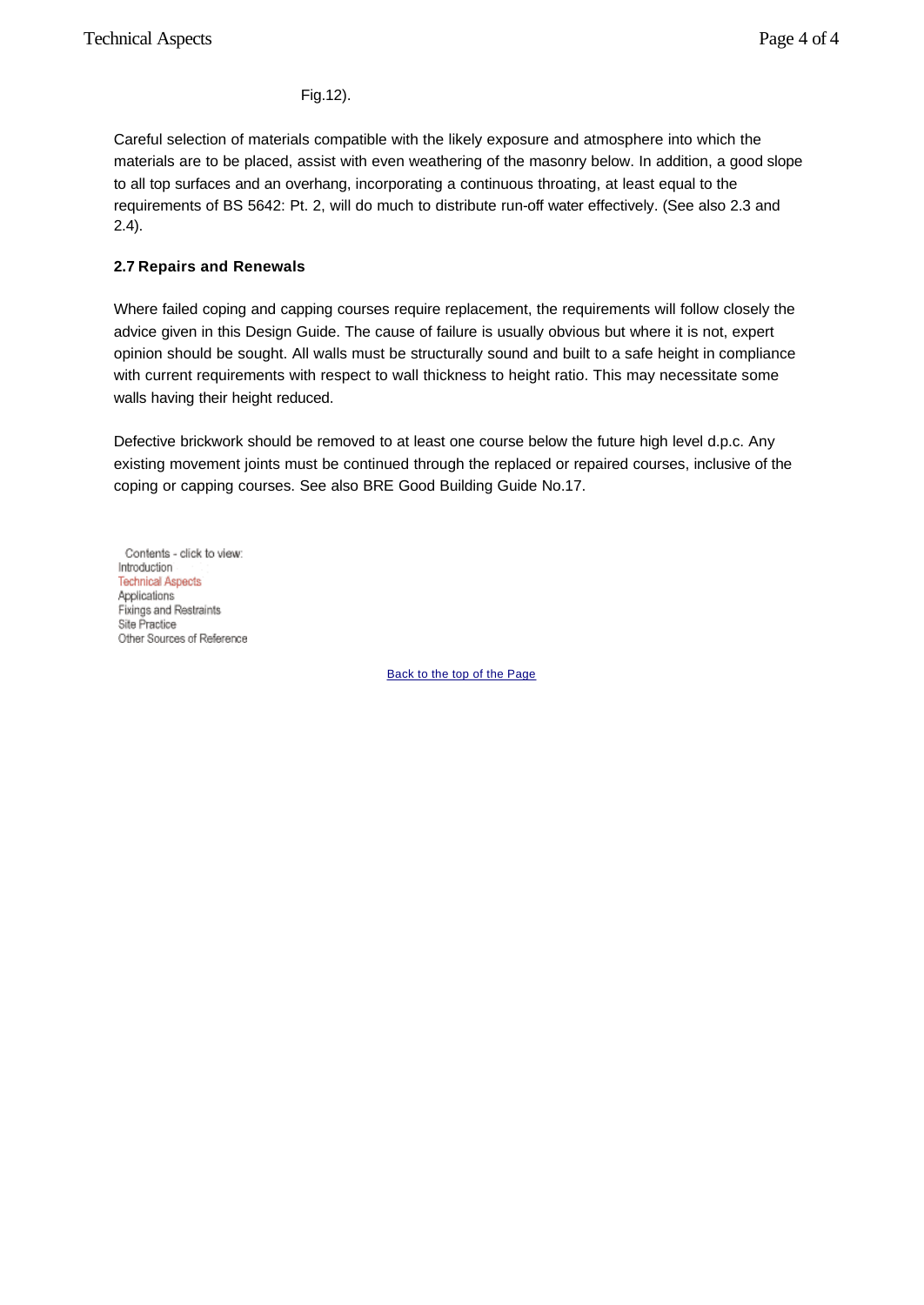Fig.12).

Careful selection of materials compatible with the likely exposure and atmosphere into which the materials are to be placed, assist with even weathering of the masonry below. In addition, a good slope to all top surfaces and an overhang, incorporating a continuous throating, at least equal to the requirements of BS 5642: Pt. 2, will do much to distribute run-off water effectively. (See also 2.3 and 2.4).

### 2.7 Repairs and Renewals

Where failed coping and capping courses require replacement, the requirements will follow closely the advice given in this Design Guide. The cause of failure is usually obvious but where it is not, expert opinion should be sought. All walls must be structurally sound and built to a safe height in compliance with current requirements with respect to wall thickness to height ratio. This may necessitate some walls having their height reduced.

Defective brickwork should be removed to at least one course below the future high level d.p.c. Any existing movement joints must be continued through the replaced or repaired courses, inclusive of the coping or capping courses. See also BRE Good Building Guide No.17.

Contents - click to view:
Introduction
Technical Aspects
Applications
Fixings and Restraints
Site Practice
Other Sources of Reference

Back to the top of the Page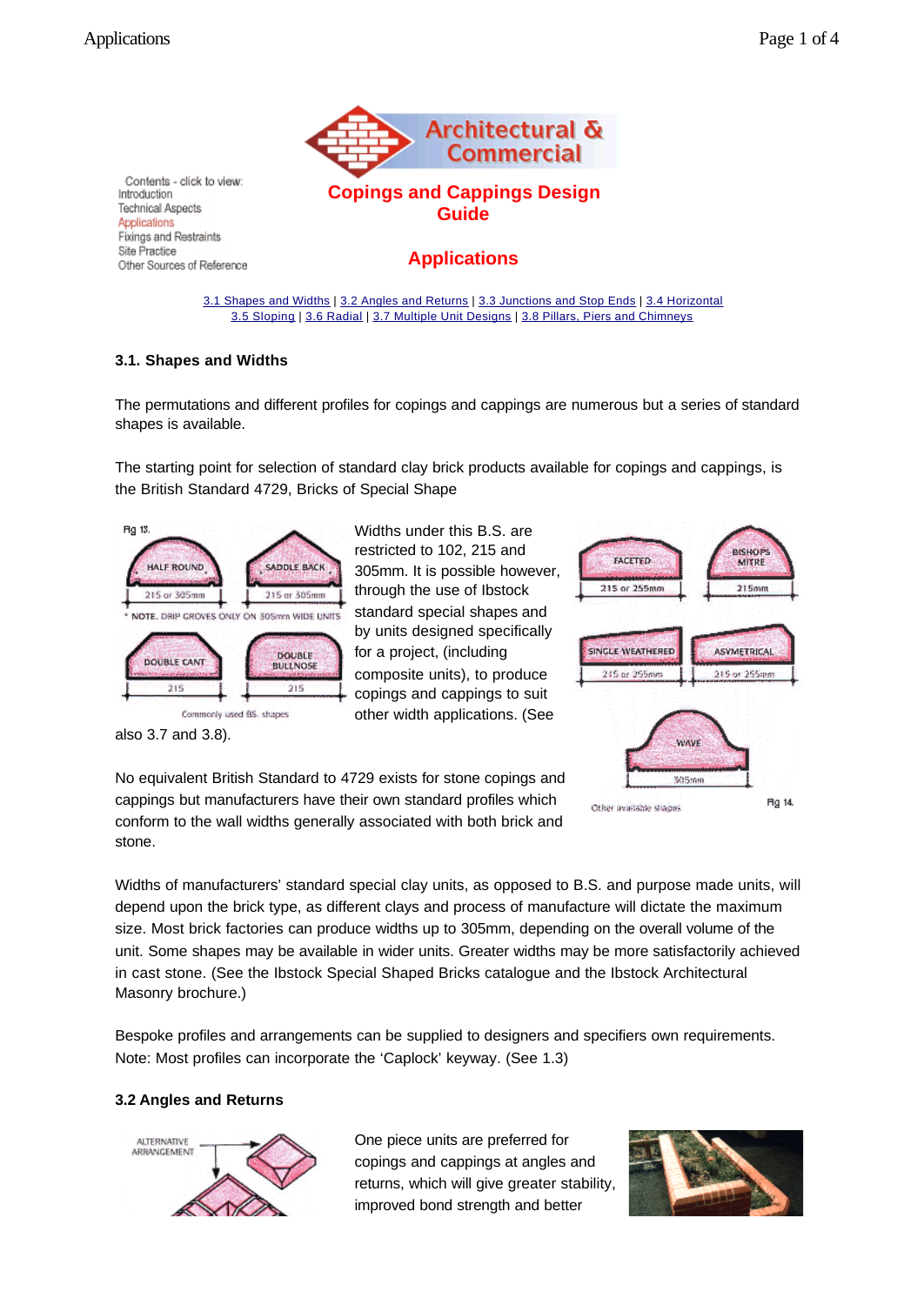Contents - click to view:
Introduction
Technical Aspects
Applications
Fixings and Restraints
Site Practice
Other Sources of Reference

# Copings and Cappings Design Guide

## Applications

3.1 Shapes and Widths | 3.2 Angles and Returns | 3.3 Junctions and Stop Ends | 3.4 Horizontal
3.5 Sloping | 3.6 Radial | 3.7 Multiple Unit Designs | 3.8 Pillars, Piers and Chimneys

### 3.1. Shapes and Widths

The permutations and different profiles for copings and cappings are numerous but a series of standard shapes is available.

The starting point for selection of standard clay brick products available for copings and cappings, is the British Standard 4729, Bricks of Special Shape

Widths under this B.S. are restricted to 102, 215 and 305mm. It is possible however, through the use of Ibstock standard special shapes and by units designed specifically for a project, (including composite units), to produce copings and cappings to suit other width applications. (See also 3.7 and 3.8).

No equivalent British Standard to 4729 exists for stone copings and cappings but manufacturers have their own standard profiles which conform to the wall widths generally associated with both brick and stone.

Widths of manufacturers' standard special clay units, as opposed to B.S. and purpose made units, will depend upon the brick type, as different clays and process of manufacture will dictate the maximum size. Most brick factories can produce widths up to 305mm, depending on the overall volume of the unit. Some shapes may be available in wider units. Greater widths may be more satisfactorily achieved in cast stone. (See the Ibstock Special Shaped Bricks catalogue and the Ibstock Architectural Masonry brochure.)

Bespoke profiles and arrangements can be supplied to designers and specifiers own requirements. Note: Most profiles can incorporate the 'Caplock' keyway. (See 1.3)

### 3.2 Angles and Returns

One piece units are preferred for copings and cappings at angles and returns, which will give greater stability, improved bond strength and better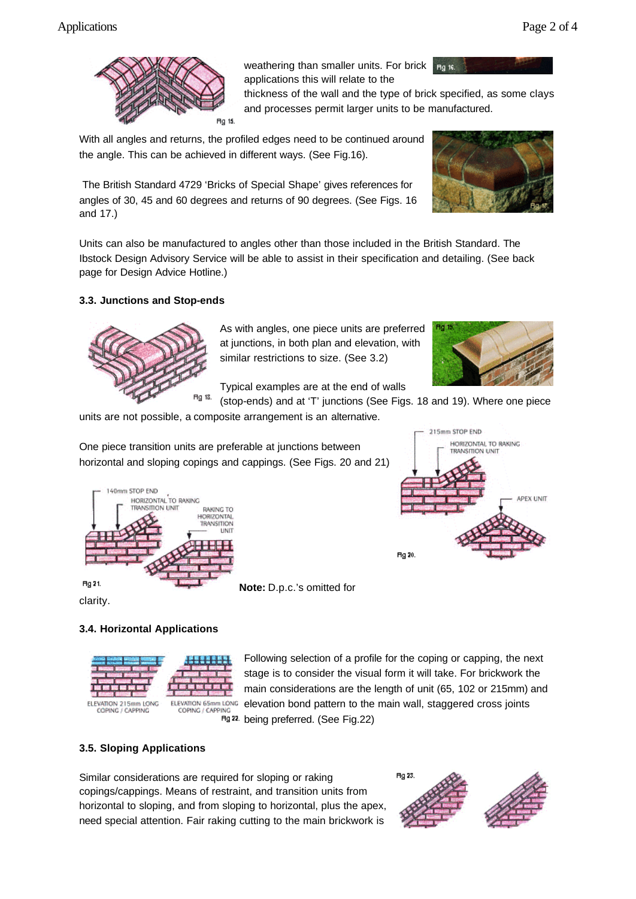weathering than smaller units. For brick applications this will relate to the thickness of the wall and the type of brick specified, as some clays and processes permit larger units to be manufactured.

Fig 15.

With all angles and returns, the profiled edges need to be continued around the angle. This can be achieved in different ways. (See Fig.16).

The British Standard 4729 'Bricks of Special Shape' gives references for angles of 30, 45 and 60 degrees and returns of 90 degrees. (See Figs. 16 and 17.)

Units can also be manufactured to angles other than those included in the British Standard. The Ibstock Design Advisory Service will be able to assist in their specification and detailing. (See back page for Design Advice Hotline.)

### 3.3. Junctions and Stop-ends

As with angles, one piece units are preferred at junctions, in both plan and elevation, with similar restrictions to size. (See 3.2)

Typical examples are at the end of walls (stop-ends) and at 'T' junctions (See Figs. 18 and 19). Where one piece units are not possible, a composite arrangement is an alternative.

Fig 18.

One piece transition units are preferable at junctions between horizontal and sloping copings and cappings. (See Figs. 20 and 21)

Fig 20.

Fig 21.

**Note:** D.p.c.'s omitted for clarity.

### 3.4. Horizontal Applications

Following selection of a profile for the coping or capping, the next stage is to consider the visual form it will take. For brickwork the main considerations are the length of unit (65, 102 or 215mm) and elevation bond pattern to the main wall, staggered cross joints being preferred. (See Fig.22)

Fig 22.

### 3.5. Sloping Applications

Similar considerations are required for sloping or raking copings/cappings. Means of restraint, and transition units from horizontal to sloping, and from sloping to horizontal, plus the apex, need special attention. Fair raking cutting to the main brickwork is

Fig 23.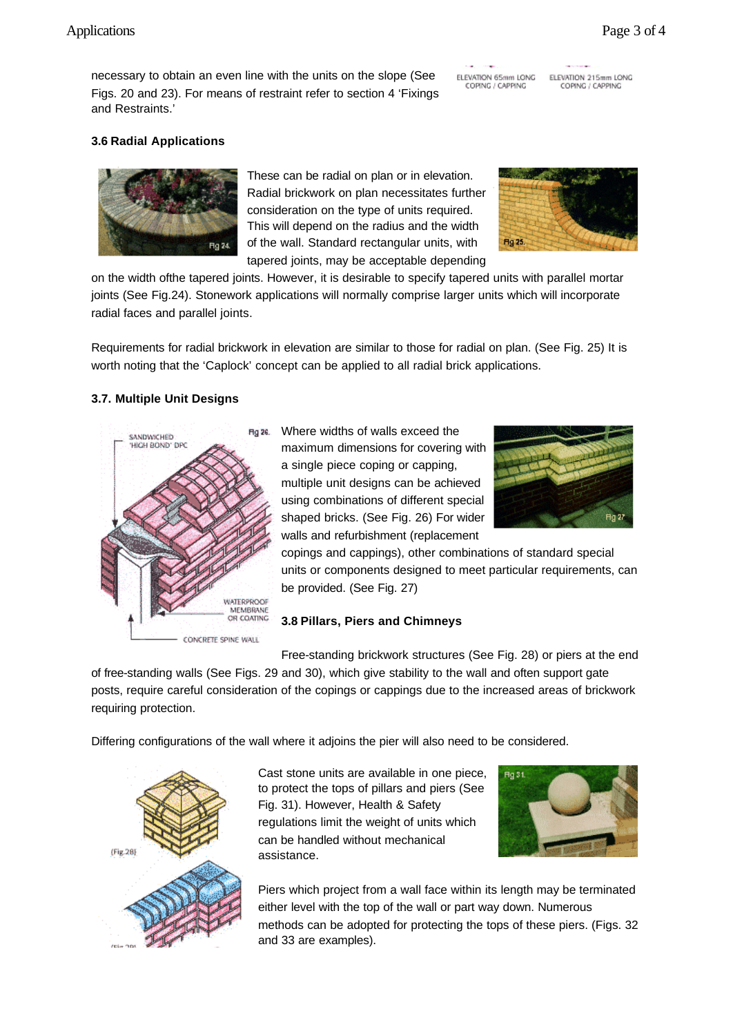necessary to obtain an even line with the units on the slope (See Figs. 20 and 23). For means of restraint refer to section 4 ‘Fixings and Restraints.’

ELEVATION 65mm LONG COPING / CAPPING

ELEVATION 215mm LONG COPING / CAPPING

### 3.6 Radial Applications

These can be radial on plan or in elevation. Radial brickwork on plan necessitates further consideration on the type of units required. This will depend on the radius and the width of the wall. Standard rectangular units, with tapered joints, may be acceptable depending on the width ofthe tapered joints. However, it is desirable to specify tapered units with parallel mortar joints (See Fig.24). Stonework applications will normally comprise larger units which will incorporate radial faces and parallel joints.

Fig 24.

Fig 25.

Requirements for radial brickwork in elevation are similar to those for radial on plan. (See Fig. 25) It is worth noting that the ‘Caplock’ concept can be applied to all radial brick applications.

### 3.7. Multiple Unit Designs

Fig 26.

SANDWICHED 'HIGH BOND' DPC

WATERPROOF MEMBRANE OR COATING

CONCRETE SPINE WALL

Where widths of walls exceed the maximum dimensions for covering with a single piece coping or capping, multiple unit designs can be achieved using combinations of different special shaped bricks. (See Fig. 26) For wider walls and refurbishment (replacement copings and cappings), other combinations of standard special units or components designed to meet particular requirements, can be provided. (See Fig. 27)

Fig 27

### 3.8 Pillars, Piers and Chimneys

Free-standing brickwork structures (See Fig. 28) or piers at the end of free-standing walls (See Figs. 29 and 30), which give stability to the wall and often support gate posts, require careful consideration of the copings or cappings due to the increased areas of brickwork requiring protection.

Differing configurations of the wall where it adjoins the pier will also need to be considered.

(Fig 28)

Cast stone units are available in one piece, to protect the tops of pillars and piers (See Fig. 31). However, Health & Safety regulations limit the weight of units which can be handled without mechanical assistance.

Fig 31.

Piers which project from a wall face within its length may be terminated either level with the top of the wall or part way down. Numerous methods can be adopted for protecting the tops of these piers. (Figs. 32 and 33 are examples).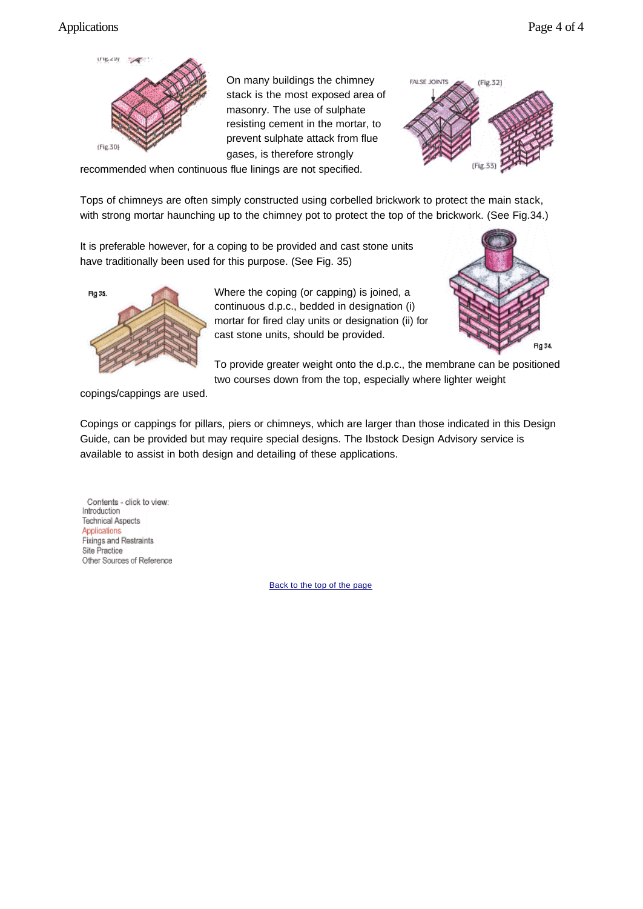On many buildings the chimney stack is the most exposed area of masonry. The use of sulphate resisting cement in the mortar, to prevent sulphate attack from flue gases, is therefore strongly recommended when continuous flue linings are not specified.

Tops of chimneys are often simply constructed using corbelled brickwork to protect the main stack, with strong mortar haunching up to the chimney pot to protect the top of the brickwork. (See Fig.34.)

It is preferable however, for a coping to be provided and cast stone units have traditionally been used for this purpose. (See Fig. 35)

Where the coping (or capping) is joined, a continuous d.p.c., bedded in designation (i) mortar for fired clay units or designation (ii) for cast stone units, should be provided.

To provide greater weight onto the d.p.c., the membrane can be positioned two courses down from the top, especially where lighter weight copings/cappings are used.

Copings or cappings for pillars, piers or chimneys, which are larger than those indicated in this Design Guide, can be provided but may require special designs. The Ibstock Design Advisory service is available to assist in both design and detailing of these applications.

Contents - click to view:
Introduction
Technical Aspects
Applications
Fixings and Restraints
Site Practice
Other Sources of Reference

Back to the top of the page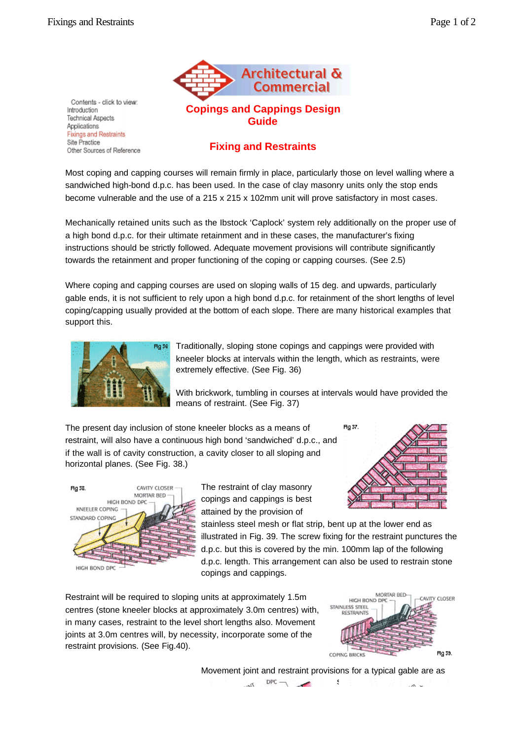Contents - click to view:
Introduction
Technical Aspects
Applications
Fixings and Restraints
Site Practice
Other Sources of Reference

# Architectural & Commercial

## Copings and Cappings Design Guide

## Fixing and Restraints

Most coping and capping courses will remain firmly in place, particularly those on level walling where a sandwiched high-bond d.p.c. has been used. In the case of clay masonry units only the stop ends become vulnerable and the use of a 215 x 215 x 102mm unit will prove satisfactory in most cases.

Mechanically retained units such as the Ibstock 'Caplock' system rely additionally on the proper use of a high bond d.p.c. for their ultimate retainment and in these cases, the manufacturer's fixing instructions should be strictly followed. Adequate movement provisions will contribute significantly towards the retainment and proper functioning of the coping or capping courses. (See 2.5)

Where coping and capping courses are used on sloping walls of 15 deg. and upwards, particularly gable ends, it is not sufficient to rely upon a high bond d.p.c. for retainment of the short lengths of level coping/capping usually provided at the bottom of each slope. There are many historical examples that support this.

Fig 36

Traditionally, sloping stone copings and cappings were provided with kneeler blocks at intervals within the length, which as restraints, were extremely effective. (See Fig. 36)

With brickwork, tumbling in courses at intervals would have provided the means of restraint. (See Fig. 37)

The present day inclusion of stone kneeler blocks as a means of restraint, will also have a continuous high bond 'sandwiched' d.p.c., and if the wall is of cavity construction, a cavity closer to all sloping and horizontal planes. (See Fig. 38.)

Fig 37.

Fig 38. CAVITY CLOSER, MORTAR BED, HIGH BOND DPC, KNEELER COPING, STANDARD COPING, HIGH BOND DPC

The restraint of clay masonry copings and cappings is best attained by the provision of stainless steel mesh or flat strip, bent up at the lower end as illustrated in Fig. 39. The screw fixing for the restraint punctures the d.p.c. but this is covered by the min. 100mm lap of the following d.p.c. length. This arrangement can also be used to restrain stone copings and cappings.

Restraint will be required to sloping units at approximately 1.5m centres (stone kneeler blocks at approximately 3.0m centres) with, in many cases, restraint to the level short lengths also. Movement joints at 3.0m centres will, by necessity, incorporate some of the restraint provisions. (See Fig.40).

Fig 39. MORTAR BED, HIGH BOND DPC, CAVITY CLOSER, STAINLESS STEEL RESTRAINTS, COPING BRICKS

Movement joint and restraint provisions for a typical gable are as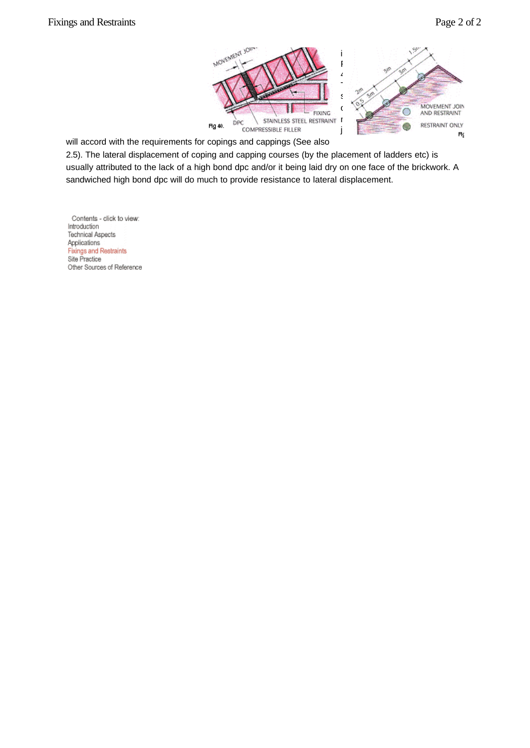will accord with the requirements for copings and cappings (See also 2.5). The lateral displacement of coping and capping courses (by the placement of ladders etc) is usually attributed to the lack of a high bond dpc and/or it being laid dry on one face of the brickwork. A sandwiched high bond dpc will do much to provide resistance to lateral displacement.

Contents - click to view:
- Introduction
- Technical Aspects
- Applications
- Fixings and Restraints
- Site Practice
- Other Sources of Reference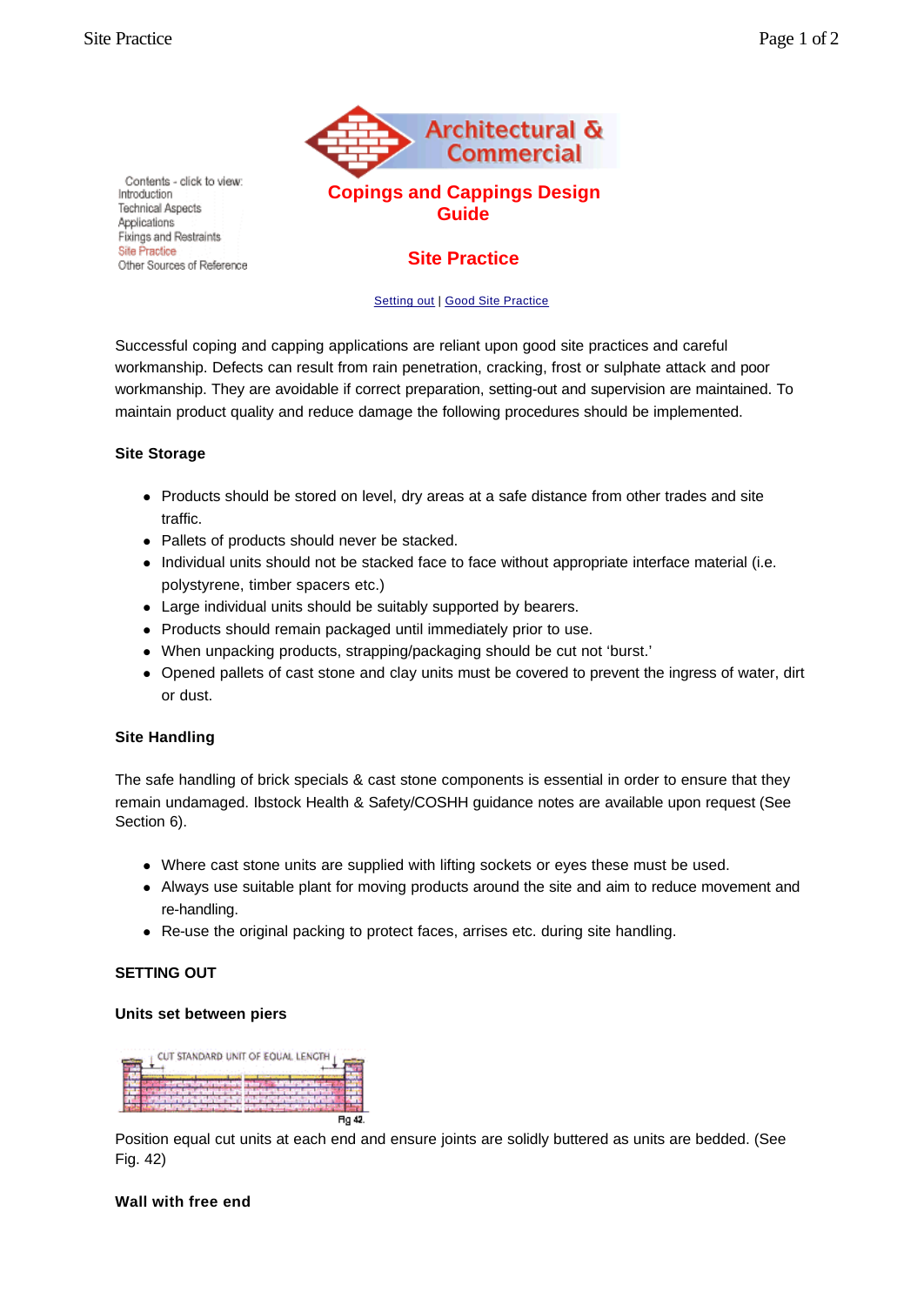Contents - click to view:
Introduction
Technical Aspects
Applications
Fixings and Restraints
Site Practice
Other Sources of Reference

# Copings and Cappings Design Guide

## Site Practice

Setting out | Good Site Practice

Successful coping and capping applications are reliant upon good site practices and careful workmanship. Defects can result from rain penetration, cracking, frost or sulphate attack and poor workmanship. They are avoidable if correct preparation, setting-out and supervision are maintained. To maintain product quality and reduce damage the following procedures should be implemented.

### Site Storage

- Products should be stored on level, dry areas at a safe distance from other trades and site traffic.
- Pallets of products should never be stacked.
- Individual units should not be stacked face to face without appropriate interface material (i.e. polystyrene, timber spacers etc.)
- Large individual units should be suitably supported by bearers.
- Products should remain packaged until immediately prior to use.
- When unpacking products, strapping/packaging should be cut not 'burst.'
- Opened pallets of cast stone and clay units must be covered to prevent the ingress of water, dirt or dust.

### Site Handling

The safe handling of brick specials & cast stone components is essential in order to ensure that they remain undamaged. Ibstock Health & Safety/COSHH guidance notes are available upon request (See Section 6).

- Where cast stone units are supplied with lifting sockets or eyes these must be used.
- Always use suitable plant for moving products around the site and aim to reduce movement and re-handling.
- Re-use the original packing to protect faces, arrises etc. during site handling.

### SETTING OUT

#### Units set between piers

CUT STANDARD UNIT OF EQUAL LENGTH

Fig 42.

Position equal cut units at each end and ensure joints are solidly buttered as units are bedded. (See Fig. 42)

#### Wall with free end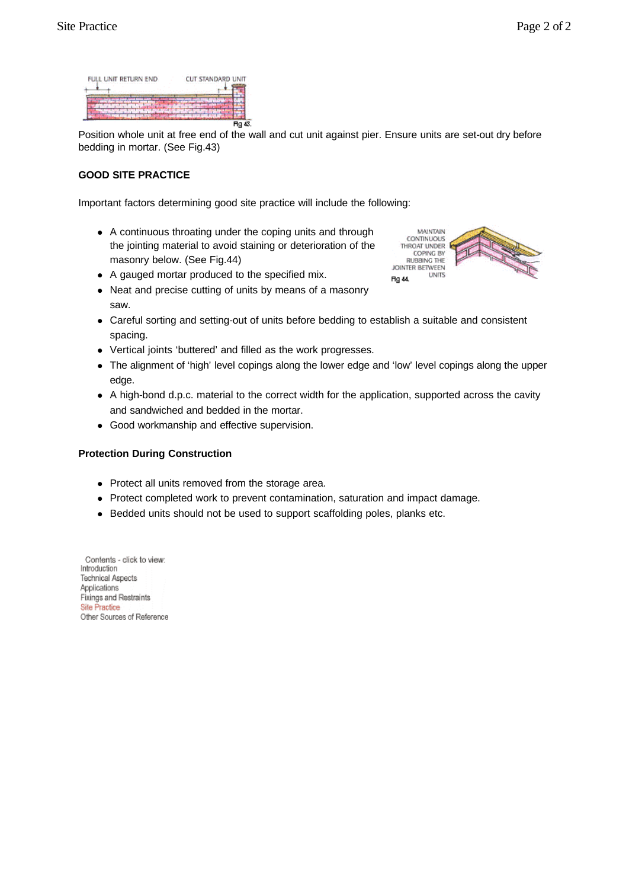Position whole unit at free end of the wall and cut unit against pier. Ensure units are set-out dry before bedding in mortar. (See Fig.43)

**GOOD SITE PRACTICE**

Important factors determining good site practice will include the following:

- A continuous throating under the coping units and through the jointing material to avoid staining or deterioration of the masonry below. (See Fig.44)
- A gauged mortar produced to the specified mix.
- Neat and precise cutting of units by means of a masonry saw.
- Careful sorting and setting-out of units before bedding to establish a suitable and consistent spacing.
- Vertical joints 'buttered' and filled as the work progresses.
- The alignment of 'high' level copings along the lower edge and 'low' level copings along the upper edge.
- A high-bond d.p.c. material to the correct width for the application, supported across the cavity and sandwiched and bedded in the mortar.
- Good workmanship and effective supervision.

**Protection During Construction**

- Protect all units removed from the storage area.
- Protect completed work to prevent contamination, saturation and impact damage.
- Bedded units should not be used to support scaffolding poles, planks etc.

Contents - click to view:
Introduction
Technical Aspects
Applications
Fixings and Restraints
Site Practice
Other Sources of Reference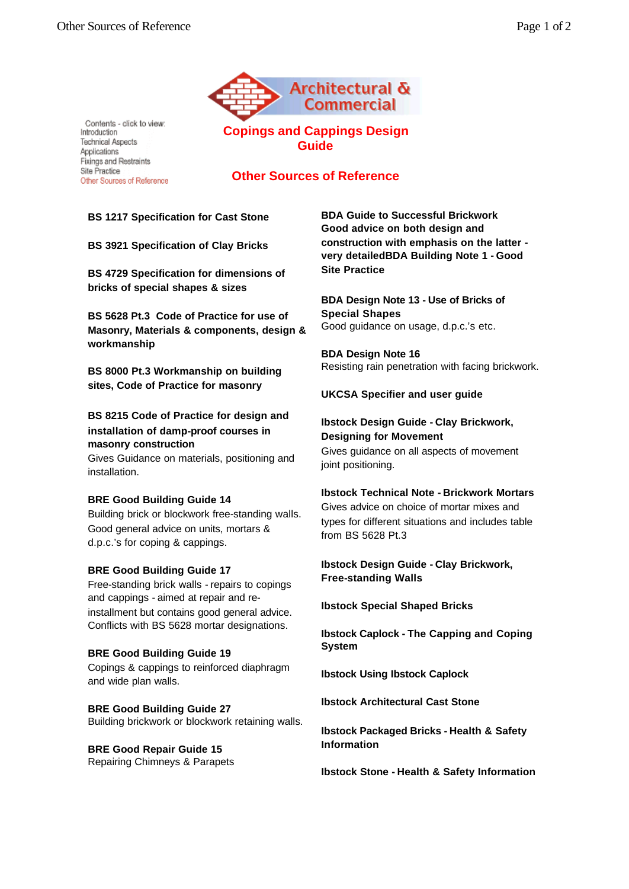Architectural & Commercial

# Copings and Cappings Design Guide

Contents - click to view:
Introduction
Technical Aspects
Applications
Fixings and Restraints
Site Practice
Other Sources of Reference

## Other Sources of Reference

**BS 1217 Specification for Cast Stone**

**BS 3921 Specification of Clay Bricks**

**BS 4729 Specification for dimensions of bricks of special shapes & sizes**

**BS 5628 Pt.3 Code of Practice for use of Masonry, Materials & components, design & workmanship**

**BS 8000 Pt.3 Workmanship on building sites, Code of Practice for masonry**

**BS 8215 Code of Practice for design and installation of damp-proof courses in masonry construction**
Gives Guidance on materials, positioning and installation.

**BRE Good Building Guide 14**
Building brick or blockwork free-standing walls. Good general advice on units, mortars & d.p.c.'s for coping & cappings.

**BRE Good Building Guide 17**
Free-standing brick walls - repairs to copings and cappings - aimed at repair and re-installment but contains good general advice. Conflicts with BS 5628 mortar designations.

**BRE Good Building Guide 19**
Copings & cappings to reinforced diaphragm and wide plan walls.

**BRE Good Building Guide 27**
Building brickwork or blockwork retaining walls.

**BRE Good Repair Guide 15**
Repairing Chimneys & Parapets

**BDA Guide to Successful Brickwork Good advice on both design and construction with emphasis on the latter - very detailedBDA Building Note 1 - Good Site Practice**

**BDA Design Note 13 - Use of Bricks of Special Shapes**
Good guidance on usage, d.p.c.'s etc.

**BDA Design Note 16**
Resisting rain penetration with facing brickwork.

**UKCSA Specifier and user guide**

**Ibstock Design Guide - Clay Brickwork, Designing for Movement**
Gives guidance on all aspects of movement joint positioning.

**Ibstock Technical Note - Brickwork Mortars**
Gives advice on choice of mortar mixes and types for different situations and includes table from BS 5628 Pt.3

**Ibstock Design Guide - Clay Brickwork, Free-standing Walls**

**Ibstock Special Shaped Bricks**

**Ibstock Caplock - The Capping and Coping System**

**Ibstock Using Ibstock Caplock**

**Ibstock Architectural Cast Stone**

**Ibstock Packaged Bricks - Health & Safety Information**

**Ibstock Stone - Health & Safety Information**